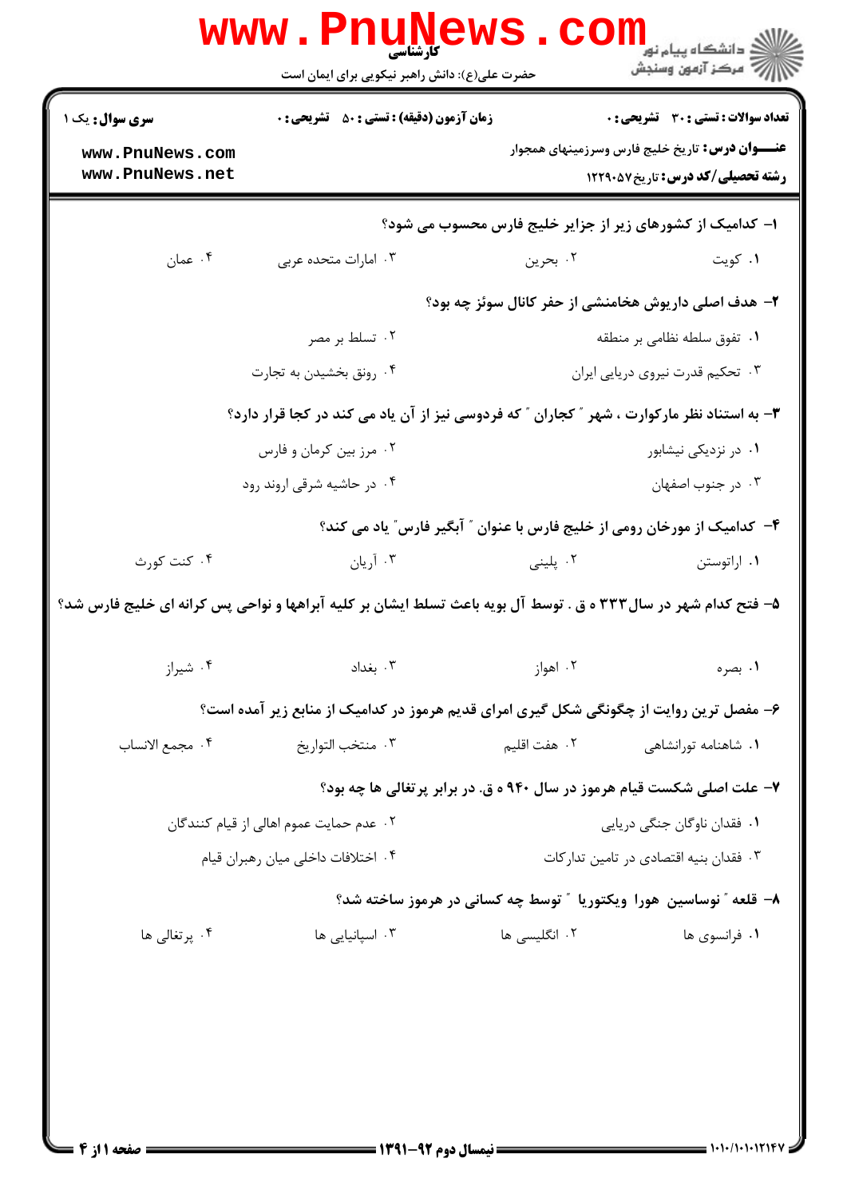**سری سوال:** یک ۱

**زمان آزمون (دقیقه) : تستی : ۵۰ تشریحی : ۰**

**تعداد سوالات : تستی : ۳۰ تشریحی : ۰**

**عنـــوان درس:** تاریخ خلیج فارس وسرزمینهای همجوار

**رشته تحصیلی/کد درس:** تاریخ ۱۲۲۹۰۵۷

کارشناسی

حضرت علی(ع): دانش راهبر نیکویی برای ایمان است

۱- کدامیک از کشورهای زیر از جزایر خلیج فارس محسوب می شود؟

۱. کویت
۲. بحرین
۳. امارات متحده عربی
۴. عمان

۲- هدف اصلی داریوش هخامنشی از حفر کانال سوئز چه بود؟

۱. تفوق سلطه نظامی بر منطقه
۲. تسلط بر مصر
۳. تحکیم قدرت نیروی دریایی ایران
۴. رونق بخشیدن به تجارت

۳- به استناد نظر مارکوارت ، شهر " کجاران " که فردوسی نیز از آن یاد می کند در کجا قرار دارد؟

۱. در نزدیکی نیشابور
۲. مرز بین کرمان و فارس
۳. در جنوب اصفهان
۴. در حاشیه شرقی اروند رود

۴- کدامیک از مورخان رومی از خلیج فارس با عنوان " آبگیر فارس" یاد می کند؟

۱. اراتوستن
۲. پلینی
۳. آریان
۴. کنت کورث

۵- فتح کدام شهر در سال ۳۳۳ ه ق . توسط آل بویه باعث تسلط ایشان بر کلیه آبراهها و نواحی پس کرانه ای خلیج فارس شد؟

۱. بصره
۲. اهواز
۳. بغداد
۴. شیراز

۶- مفصل ترین روایت از چگونگی شکل گیری امرای قدیم هرموز در کدامیک از منابع زیر آمده است؟

۱. شاهنامه تورانشاهی
۲. هفت اقلیم
۳. منتخب التواریخ
۴. مجمع الانساب

۷- علت اصلی شکست قیام هرموز در سال ۹۴۰ ه ق. در برابر پرتغالی ها چه بود؟

۱. فقدان ناوگان جنگی دریایی
۲. عدم حمایت عموم اهالی از قیام کنندگان
۳. فقدان بنیه اقتصادی در تامین تدارکات
۴. اختلافات داخلی میان رهبران قیام

۸- قلعه " نوساسین هورا ویکتوریا " توسط چه کسانی در هرموز ساخته شد؟

۱. فرانسوی ها
۲. انگلیسی ها
۳. اسپانیایی ها
۴. پرتغالی ها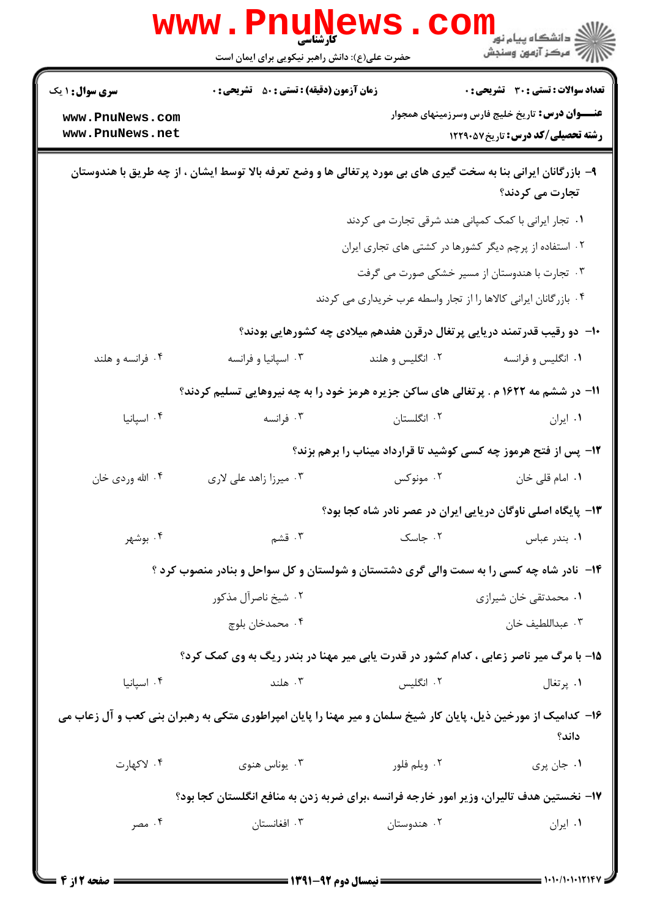**سری سوال:** ۱ یک | **زمان آزمون (دقیقه) : تستی :** ۵۰ **تشریحی :** ۰ | **تعداد سوالات : تستی :** ۳۰ **تشریحی :** ۰

**عنـــوان درس:** تاریخ خلیج فارس وسرزمینهای همجوار

**رشته تحصیلی/کد درس:** تاریخ ۱۲۲۹۰۵۷

۹- بازرگانان ایرانی بنا به سخت گیری های بی مورد پرتغالی ها و وضع تعرفه بالا توسط ایشان ، از چه طریق با هندوستان تجارت می کردند؟

۱. تجار ایرانی با کمک کمپانی هند شرقی تجارت می کردند

۲. استفاده از پرچم دیگر کشورها در کشتی های تجاری ایران

۳. تجارت با هندوستان از مسیر خشکی صورت می گرفت

۴. بازرگانان ایرانی کالاها را از تجار واسطه عرب خریداری می کردند

۱۰- دو رقیب قدرتمند دریایی پرتغال درقرن هفدهم میلادی چه کشورهایی بودند؟

۱. انگلیس و فرانسه  ۲. انگلیس و هلند  ۳. اسپانیا و فرانسه  ۴. فرانسه و هلند

۱۱- در ششم مه ۱۶۲۲ م . پرتغالی های ساکن جزیره هرمز خود را به چه نیروهایی تسلیم کردند؟

۱. ایران  ۲. انگلستان  ۳. فرانسه  ۴. اسپانیا

۱۲- پس از فتح هرموز چه کسی کوشید تا قرارداد میناب را برهم بزند؟

۱. امام قلی خان  ۲. مونوکس  ۳. میرزا زاهد علی لاری  ۴. الله وردی خان

۱۳- پایگاه اصلی ناوگان دریایی ایران در عصر نادر شاه کجا بود؟

۱. بندر عباس  ۲. جاسک  ۳. قشم  ۴. بوشهر

۱۴- نادر شاه چه کسی را به سمت والی گری دشتستان و شولستان و کل سواحل و بنادر منصوب کرد ؟

۱. محمدتقی خان شیرازی  ۲. شیخ ناصرآل مذکور

۳. عبداللطیف خان  ۴. محمدخان بلوچ

۱۵- با مرگ میر ناصر زعابی ، کدام کشور در قدرت یابی میر مهنا در بندر ریگ به وی کمک کرد؟

۱. پرتغال  ۲. انگلیس  ۳. هلند  ۴. اسپانیا

۱۶- کدامیک از مورخین ذیل، پایان کار شیخ سلمان و میر مهنا را پایان امپراطوری متکی به رهبران بنی کعب و آل زعاب می داند؟

۱. جان پری  ۲. ویلم فلور  ۳. یوناس هنوی  ۴. لاکهارت

۱۷- نخستین هدف تالیران، وزیر امور خارجه فرانسه ،برای ضربه زدن به منافع انگلستان کجا بود؟

۱. ایران  ۲. هندوستان  ۳. افغانستان  ۴. مصر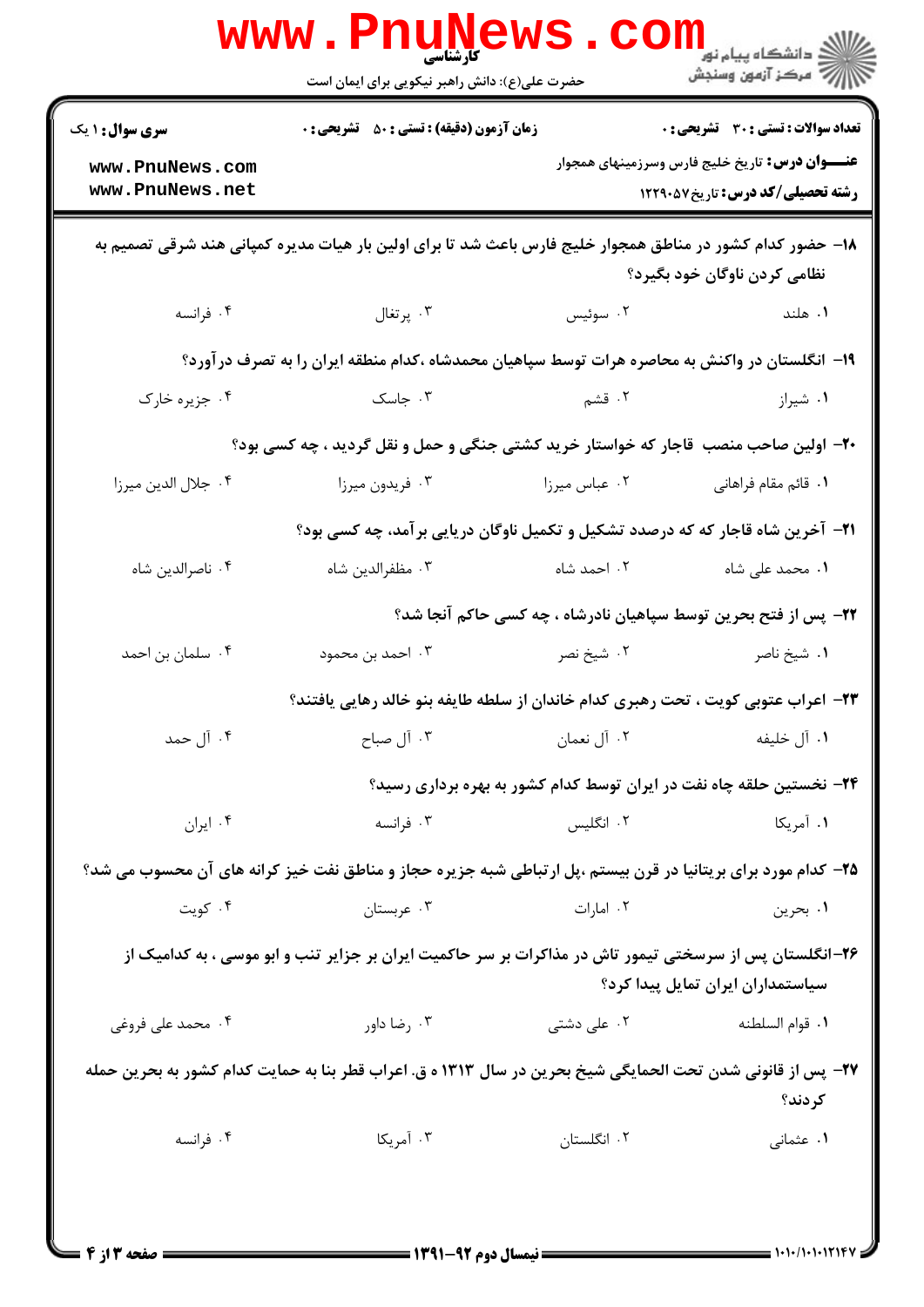**تعداد سوالات : تستی : ۳۰ تشریحی : ۰** | **زمان آزمون (دقیقه) : تستی : ۵۰ تشریحی : ۰** | **سری سوال : ۱ یک**

**عنـــوان درس:** تاریخ خلیج فارس وسرزمینهای همجوار

**رشته تحصیلی/کد درس:** تاریخ ۱۲۲۹۰۵۷

۱۸- حضور کدام کشور در مناطق همجوار خلیج فارس باعث شد تا برای اولین بار هیات مدیره کمپانی هند شرقی تصمیم به نظامی کردن ناوگان خود بگیرد؟

۱. هلند ۲. سوئیس ۳. پرتغال ۴. فرانسه

۱۹- انگلستان در واکنش به محاصره هرات توسط سپاهیان محمدشاه ،کدام منطقه ایران را به تصرف درآورد؟

۱. شیراز ۲. قشم ۳. جاسک ۴. جزیره خارک

۲۰- اولین صاحب منصب قاجار که خواستار خرید کشتی جنگی و حمل و نقل گردید ، چه کسی بود؟

۱. قائم مقام فراهانی ۲. عباس میرزا ۳. فریدون میرزا ۴. جلال الدین میرزا

۲۱- آخرین شاه قاجار که درصدد تشکیل و تکمیل ناوگان دریایی برآمد، چه کسی بود؟

۱. محمد علی شاه ۲. احمد شاه ۳. مظفرالدین شاه ۴. ناصرالدین شاه

۲۲- پس از فتح بحرین توسط سپاهیان نادرشاه ، چه کسی حاکم آنجا شد؟

۱. شیخ ناصر ۲. شیخ نصر ۳. احمد بن محمود ۴. سلمان بن احمد

۲۳- اعراب عتوبی کویت ، تحت رهبری کدام خاندان از سلطه طایفه بنو خالد رهایی یافتند؟

۱. آل خلیفه ۲. آل نعمان ۳. آل صباح ۴. آل حمد

۲۴- نخستین حلقه چاه نفت در ایران توسط کدام کشور به بهره برداری رسید؟

۱. آمریکا ۲. انگلیس ۳. فرانسه ۴. ایران

۲۵- کدام مورد برای بریتانیا در قرن بیستم ،پل ارتباطی شبه جزیره حجاز و مناطق نفت خیز کرانه های آن محسوب می شد؟

۱. بحرین ۲. امارات ۳. عربستان ۴. کویت

۲۶-انگلستان پس از سرسختی تیمور تاش در مذاکرات بر سر حاکمیت ایران بر جزایر تنب و ابو موسی ، به کدامیک از سیاستمداران ایران تمایل پیدا کرد؟

۱. قوام السلطنه ۲. علی دشتی ۳. رضا داور ۴. محمد علی فروغی

۲۷- پس از قانونی شدن تحت الحمایگی شیخ بحرین در سال ۱۳۱۳ ه ق. اعراب قطر بنا به حمایت کدام کشور به بحرین حمله کردند؟

۱. عثمانی ۲. انگلستان ۳. آمریکا ۴. فرانسه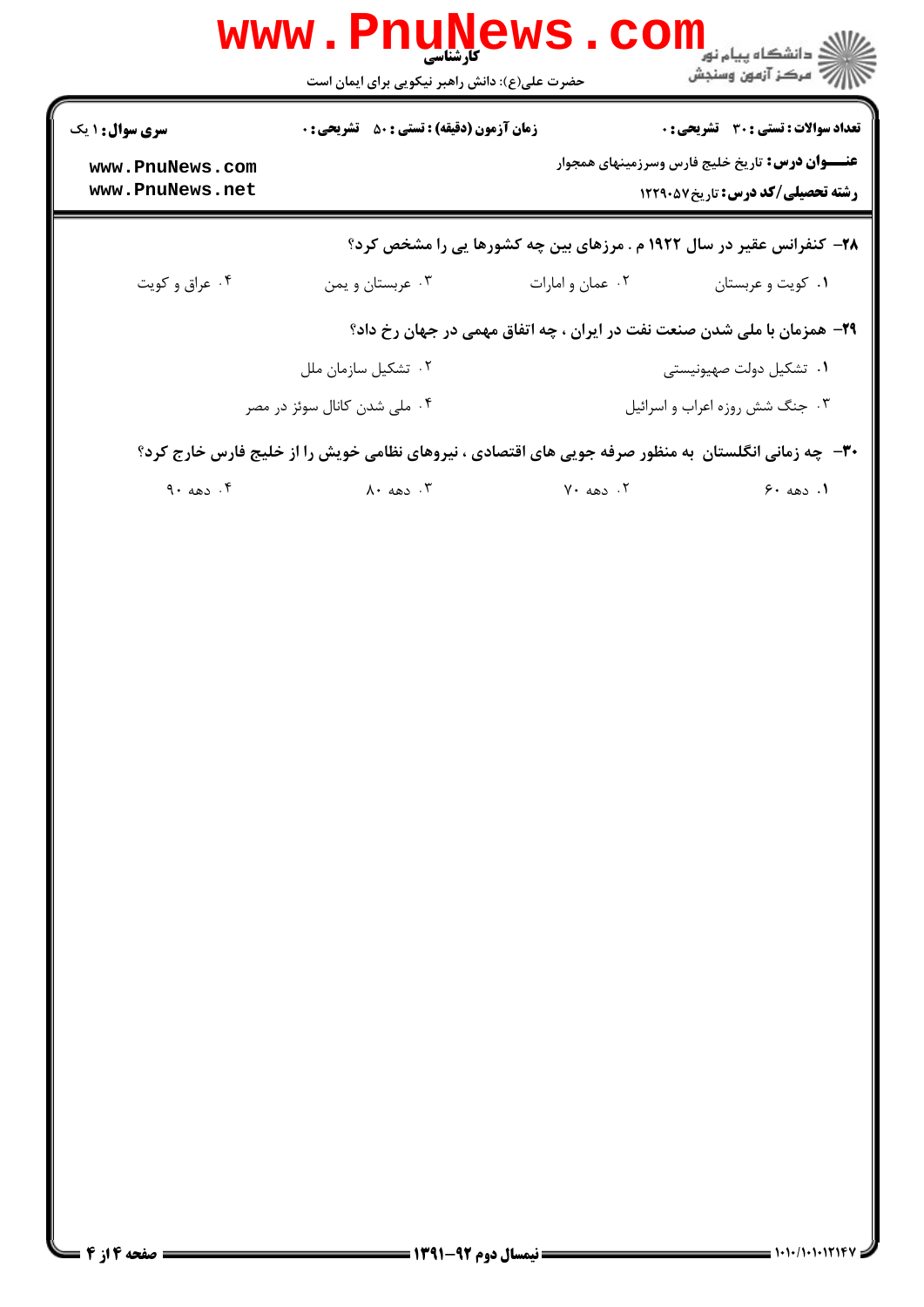**سری سوال:** ۱ یک | **زمان آزمون (دقیقه) : تستی :** ۵۰ **تشریحی :** ۰ | **تعداد سوالات : تستی :** ۳۰ **تشریحی :** ۰

**عنـــوان درس:** تاریخ خلیج فارس وسرزمینهای همجوار

**رشته تحصیلی/کد درس:** تاریخ۱۲۲۹۰۵۷

**۲۸- کنفرانس عقیر در سال ۱۹۲۲ م . مرزهای بین چه کشورها یی را مشخص کرد؟**

۱. کویت و عربستان

۲. عمان و امارات

۳. عربستان و یمن

۴. عراق و کویت

**۲۹- همزمان با ملی شدن صنعت نفت در ایران ، چه اتفاق مهمی در جهان رخ داد؟**

۱. تشکیل دولت صهیونیستی

۲. تشکیل سازمان ملل

۳. جنگ شش روزه اعراب و اسرائیل

۴. ملی شدن کانال سوئز در مصر

**۳۰- چه زمانی انگلستان به منظور صرفه جویی های اقتصادی ، نیروهای نظامی خویش را از خلیج فارس خارج کرد؟**

۱. دهه ۶۰

۲. دهه ۷۰

۳. دهه ۸۰

۴. دهه ۹۰